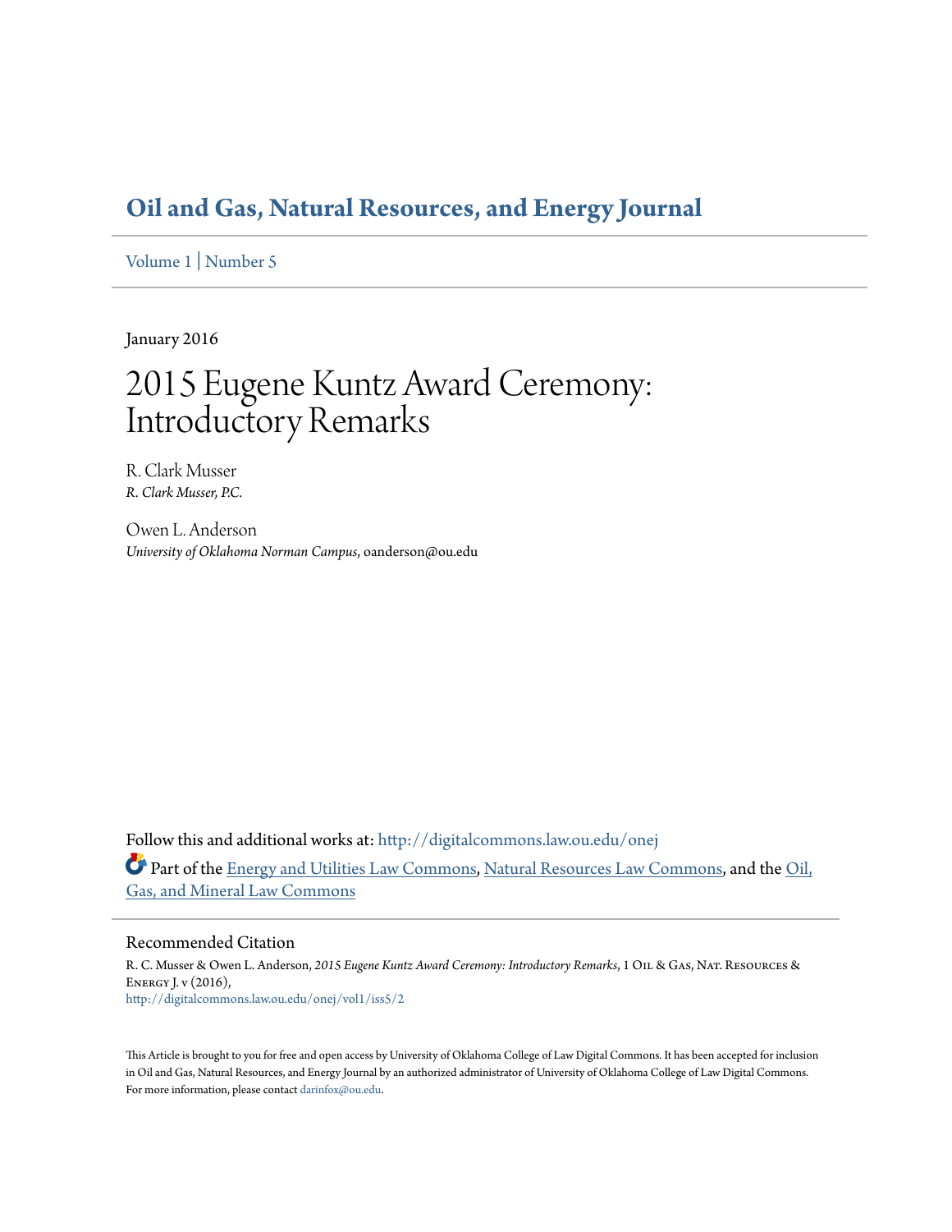# Oil and Gas, Natural Resources, and Energy Journal

Volume 1 | Number 5

January 2016

# 2015 Eugene Kuntz Award Ceremony: Introductory Remarks

R. Clark Musser
*R. Clark Musser, P.C.*

Owen L. Anderson
*University of Oklahoma Norman Campus*, oanderson@ou.edu

Follow this and additional works at: http://digitalcommons.law.ou.edu/onej

Part of the Energy and Utilities Law Commons, Natural Resources Law Commons, and the Oil, Gas, and Mineral Law Commons

## Recommended Citation

R. C. Musser & Owen L. Anderson, *2015 Eugene Kuntz Award Ceremony: Introductory Remarks*, 1 Oil & Gas, Nat. Resources & Energy J. v (2016),
http://digitalcommons.law.ou.edu/onej/vol1/iss5/2

This Article is brought to you for free and open access by University of Oklahoma College of Law Digital Commons. It has been accepted for inclusion in Oil and Gas, Natural Resources, and Energy Journal by an authorized administrator of University of Oklahoma College of Law Digital Commons. For more information, please contact darinfox@ou.edu.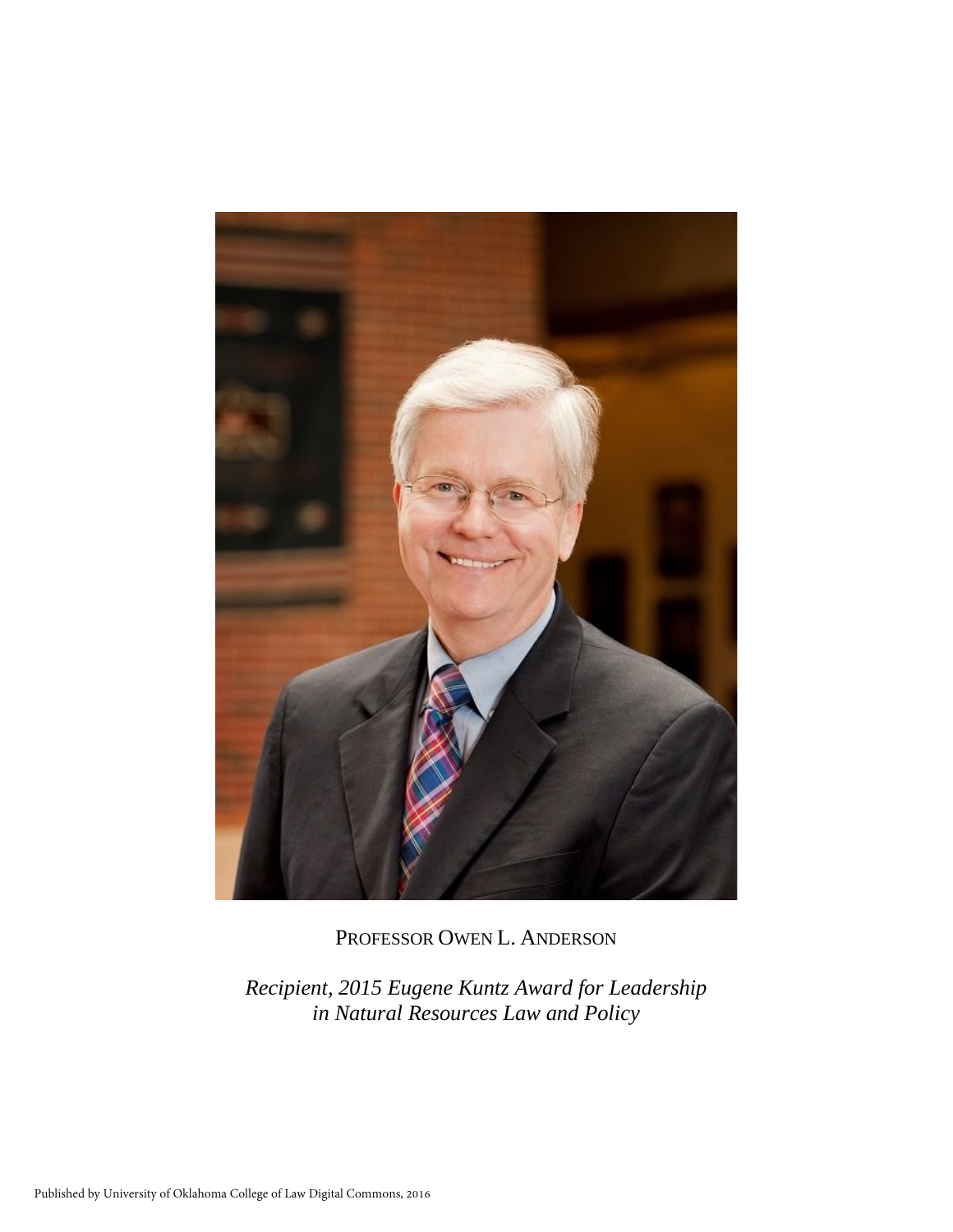PROFESSOR OWEN L. ANDERSON

*Recipient, 2015 Eugene Kuntz Award for Leadership in Natural Resources Law and Policy*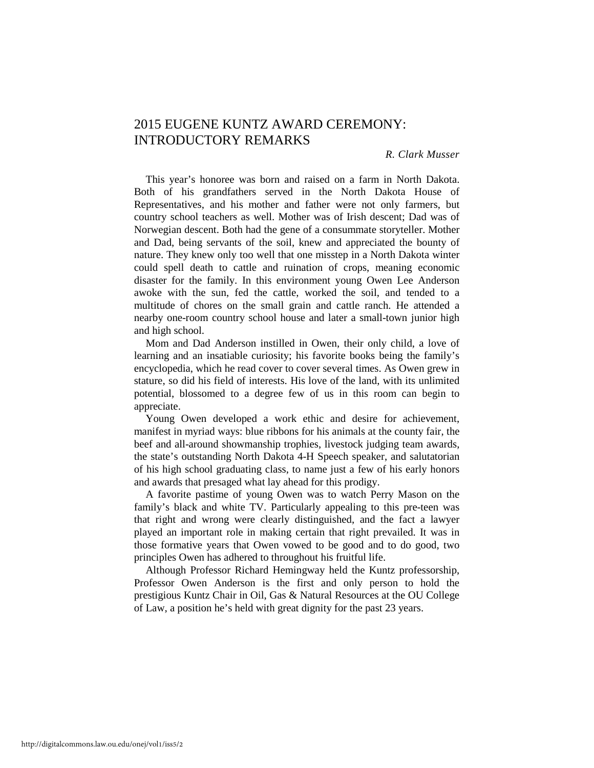# 2015 EUGENE KUNTZ AWARD CEREMONY: INTRODUCTORY REMARKS

*R. Clark Musser*

This year's honoree was born and raised on a farm in North Dakota. Both of his grandfathers served in the North Dakota House of Representatives, and his mother and father were not only farmers, but country school teachers as well. Mother was of Irish descent; Dad was of Norwegian descent. Both had the gene of a consummate storyteller. Mother and Dad, being servants of the soil, knew and appreciated the bounty of nature. They knew only too well that one misstep in a North Dakota winter could spell death to cattle and ruination of crops, meaning economic disaster for the family. In this environment young Owen Lee Anderson awoke with the sun, fed the cattle, worked the soil, and tended to a multitude of chores on the small grain and cattle ranch. He attended a nearby one-room country school house and later a small-town junior high and high school.

Mom and Dad Anderson instilled in Owen, their only child, a love of learning and an insatiable curiosity; his favorite books being the family's encyclopedia, which he read cover to cover several times. As Owen grew in stature, so did his field of interests. His love of the land, with its unlimited potential, blossomed to a degree few of us in this room can begin to appreciate.

Young Owen developed a work ethic and desire for achievement, manifest in myriad ways: blue ribbons for his animals at the county fair, the beef and all-around showmanship trophies, livestock judging team awards, the state's outstanding North Dakota 4-H Speech speaker, and salutatorian of his high school graduating class, to name just a few of his early honors and awards that presaged what lay ahead for this prodigy.

A favorite pastime of young Owen was to watch Perry Mason on the family's black and white TV. Particularly appealing to this pre-teen was that right and wrong were clearly distinguished, and the fact a lawyer played an important role in making certain that right prevailed. It was in those formative years that Owen vowed to be good and to do good, two principles Owen has adhered to throughout his fruitful life.

Although Professor Richard Hemingway held the Kuntz professorship, Professor Owen Anderson is the first and only person to hold the prestigious Kuntz Chair in Oil, Gas & Natural Resources at the OU College of Law, a position he's held with great dignity for the past 23 years.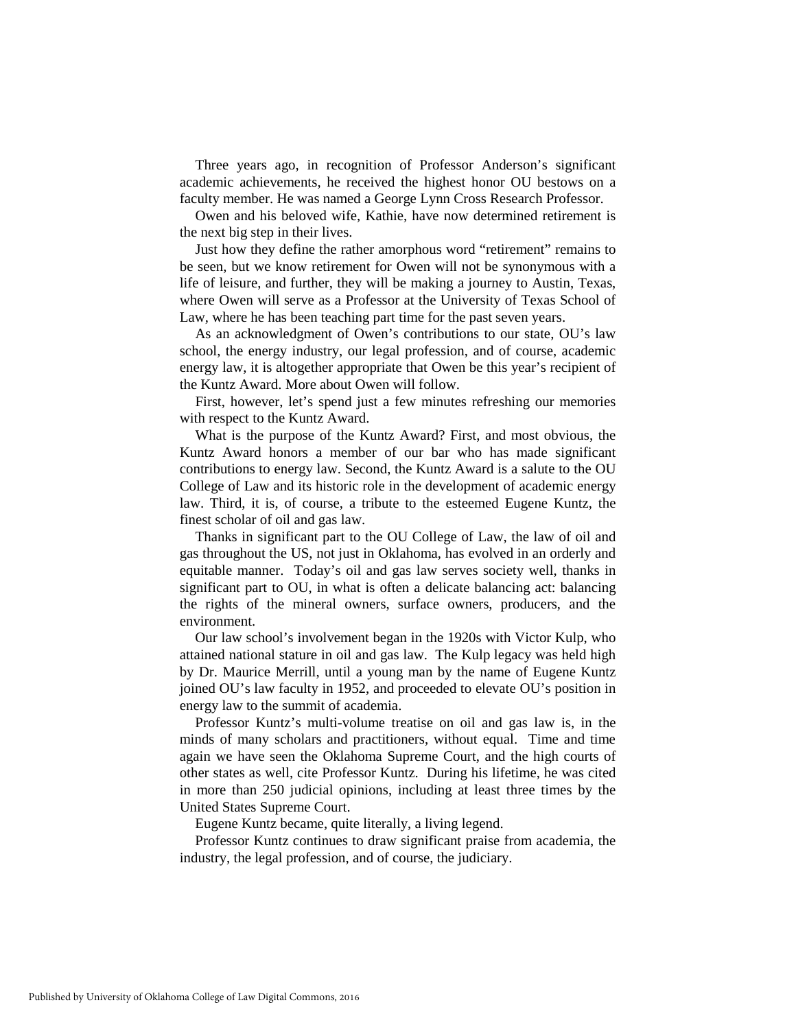Three years ago, in recognition of Professor Anderson's significant academic achievements, he received the highest honor OU bestows on a faculty member. He was named a George Lynn Cross Research Professor.

Owen and his beloved wife, Kathie, have now determined retirement is the next big step in their lives.

Just how they define the rather amorphous word "retirement" remains to be seen, but we know retirement for Owen will not be synonymous with a life of leisure, and further, they will be making a journey to Austin, Texas, where Owen will serve as a Professor at the University of Texas School of Law, where he has been teaching part time for the past seven years.

As an acknowledgment of Owen's contributions to our state, OU's law school, the energy industry, our legal profession, and of course, academic energy law, it is altogether appropriate that Owen be this year's recipient of the Kuntz Award. More about Owen will follow.

First, however, let's spend just a few minutes refreshing our memories with respect to the Kuntz Award.

What is the purpose of the Kuntz Award? First, and most obvious, the Kuntz Award honors a member of our bar who has made significant contributions to energy law. Second, the Kuntz Award is a salute to the OU College of Law and its historic role in the development of academic energy law. Third, it is, of course, a tribute to the esteemed Eugene Kuntz, the finest scholar of oil and gas law.

Thanks in significant part to the OU College of Law, the law of oil and gas throughout the US, not just in Oklahoma, has evolved in an orderly and equitable manner. Today's oil and gas law serves society well, thanks in significant part to OU, in what is often a delicate balancing act: balancing the rights of the mineral owners, surface owners, producers, and the environment.

Our law school's involvement began in the 1920s with Victor Kulp, who attained national stature in oil and gas law. The Kulp legacy was held high by Dr. Maurice Merrill, until a young man by the name of Eugene Kuntz joined OU's law faculty in 1952, and proceeded to elevate OU's position in energy law to the summit of academia.

Professor Kuntz's multi-volume treatise on oil and gas law is, in the minds of many scholars and practitioners, without equal. Time and time again we have seen the Oklahoma Supreme Court, and the high courts of other states as well, cite Professor Kuntz. During his lifetime, he was cited in more than 250 judicial opinions, including at least three times by the United States Supreme Court.

Eugene Kuntz became, quite literally, a living legend.

Professor Kuntz continues to draw significant praise from academia, the industry, the legal profession, and of course, the judiciary.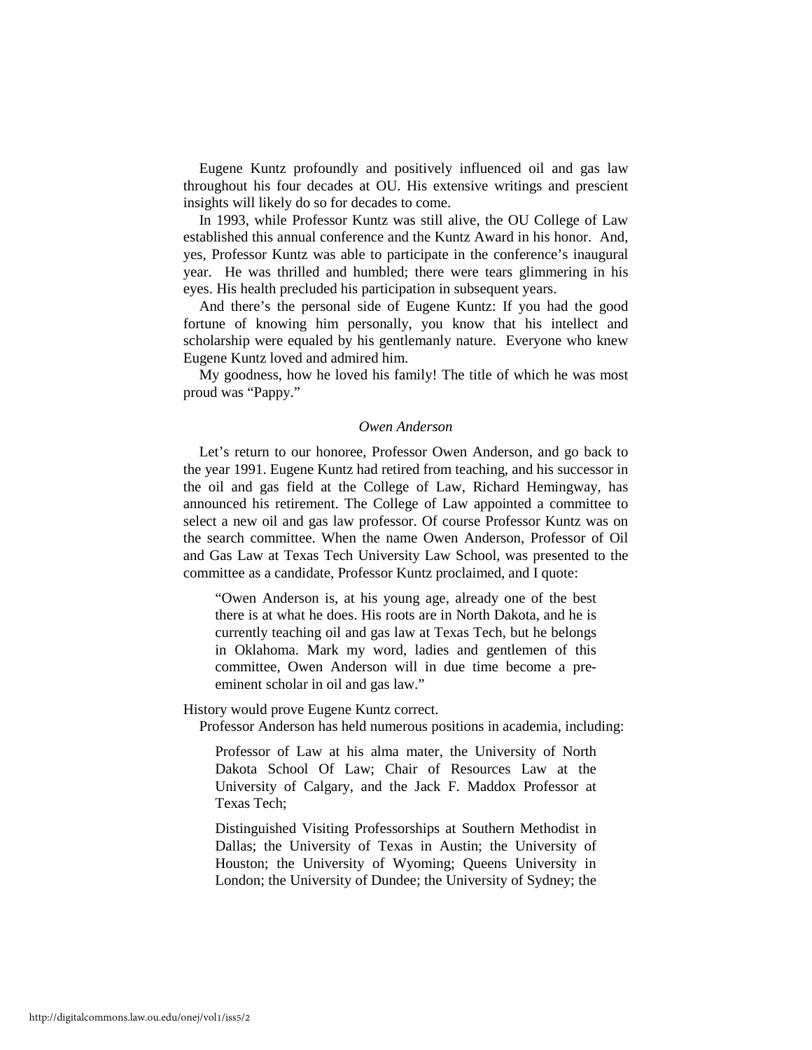Eugene Kuntz profoundly and positively influenced oil and gas law throughout his four decades at OU. His extensive writings and prescient insights will likely do so for decades to come.

In 1993, while Professor Kuntz was still alive, the OU College of Law established this annual conference and the Kuntz Award in his honor. And, yes, Professor Kuntz was able to participate in the conference's inaugural year. He was thrilled and humbled; there were tears glimmering in his eyes. His health precluded his participation in subsequent years.

And there's the personal side of Eugene Kuntz: If you had the good fortune of knowing him personally, you know that his intellect and scholarship were equaled by his gentlemanly nature. Everyone who knew Eugene Kuntz loved and admired him.

My goodness, how he loved his family! The title of which he was most proud was "Pappy."

*Owen Anderson*

Let's return to our honoree, Professor Owen Anderson, and go back to the year 1991. Eugene Kuntz had retired from teaching, and his successor in the oil and gas field at the College of Law, Richard Hemingway, has announced his retirement. The College of Law appointed a committee to select a new oil and gas law professor. Of course Professor Kuntz was on the search committee. When the name Owen Anderson, Professor of Oil and Gas Law at Texas Tech University Law School, was presented to the committee as a candidate, Professor Kuntz proclaimed, and I quote:

> "Owen Anderson is, at his young age, already one of the best there is at what he does. His roots are in North Dakota, and he is currently teaching oil and gas law at Texas Tech, but he belongs in Oklahoma. Mark my word, ladies and gentlemen of this committee, Owen Anderson will in due time become a pre-eminent scholar in oil and gas law."

History would prove Eugene Kuntz correct.

Professor Anderson has held numerous positions in academia, including:

> Professor of Law at his alma mater, the University of North Dakota School Of Law; Chair of Resources Law at the University of Calgary, and the Jack F. Maddox Professor at Texas Tech;
>
> Distinguished Visiting Professorships at Southern Methodist in Dallas; the University of Texas in Austin; the University of Houston; the University of Wyoming; Queens University in London; the University of Dundee; the University of Sydney; the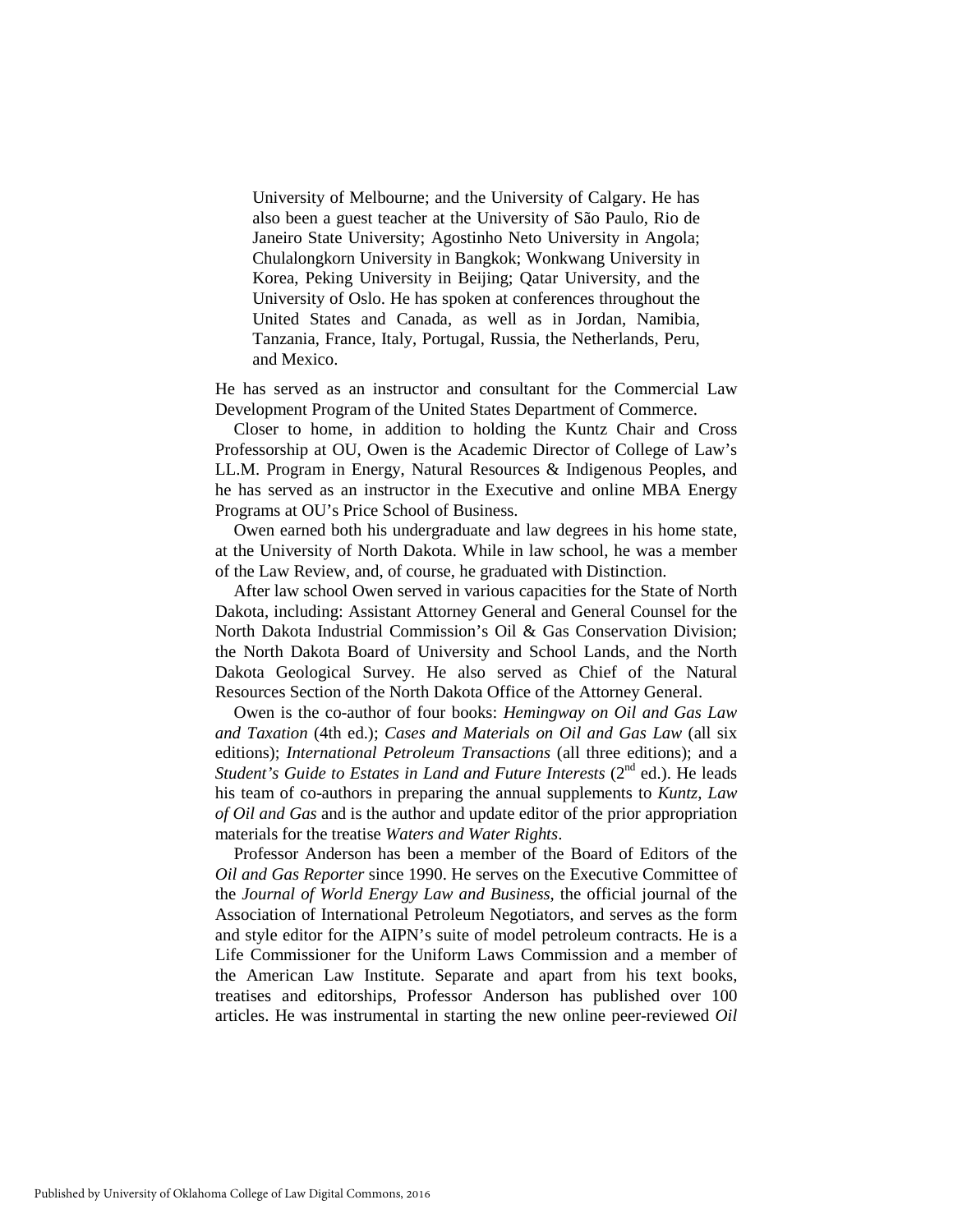> University of Melbourne; and the University of Calgary. He has also been a guest teacher at the University of São Paulo, Rio de Janeiro State University; Agostinho Neto University in Angola; Chulalongkorn University in Bangkok; Wonkwang University in Korea, Peking University in Beijing; Qatar University, and the University of Oslo. He has spoken at conferences throughout the United States and Canada, as well as in Jordan, Namibia, Tanzania, France, Italy, Portugal, Russia, the Netherlands, Peru, and Mexico.

He has served as an instructor and consultant for the Commercial Law Development Program of the United States Department of Commerce.

Closer to home, in addition to holding the Kuntz Chair and Cross Professorship at OU, Owen is the Academic Director of College of Law's LL.M. Program in Energy, Natural Resources & Indigenous Peoples, and he has served as an instructor in the Executive and online MBA Energy Programs at OU's Price School of Business.

Owen earned both his undergraduate and law degrees in his home state, at the University of North Dakota. While in law school, he was a member of the Law Review, and, of course, he graduated with Distinction.

After law school Owen served in various capacities for the State of North Dakota, including: Assistant Attorney General and General Counsel for the North Dakota Industrial Commission's Oil & Gas Conservation Division; the North Dakota Board of University and School Lands, and the North Dakota Geological Survey. He also served as Chief of the Natural Resources Section of the North Dakota Office of the Attorney General.

Owen is the co-author of four books: *Hemingway on Oil and Gas Law and Taxation* (4th ed.); *Cases and Materials on Oil and Gas Law* (all six editions); *International Petroleum Transactions* (all three editions); and a *Student's Guide to Estates in Land and Future Interests* (2nd ed.). He leads his team of co-authors in preparing the annual supplements to *Kuntz, Law of Oil and Gas* and is the author and update editor of the prior appropriation materials for the treatise *Waters and Water Rights*.

Professor Anderson has been a member of the Board of Editors of the *Oil and Gas Reporter* since 1990. He serves on the Executive Committee of the *Journal of World Energy Law and Business*, the official journal of the Association of International Petroleum Negotiators, and serves as the form and style editor for the AIPN's suite of model petroleum contracts. He is a Life Commissioner for the Uniform Laws Commission and a member of the American Law Institute. Separate and apart from his text books, treatises and editorships, Professor Anderson has published over 100 articles. He was instrumental in starting the new online peer-reviewed *Oil*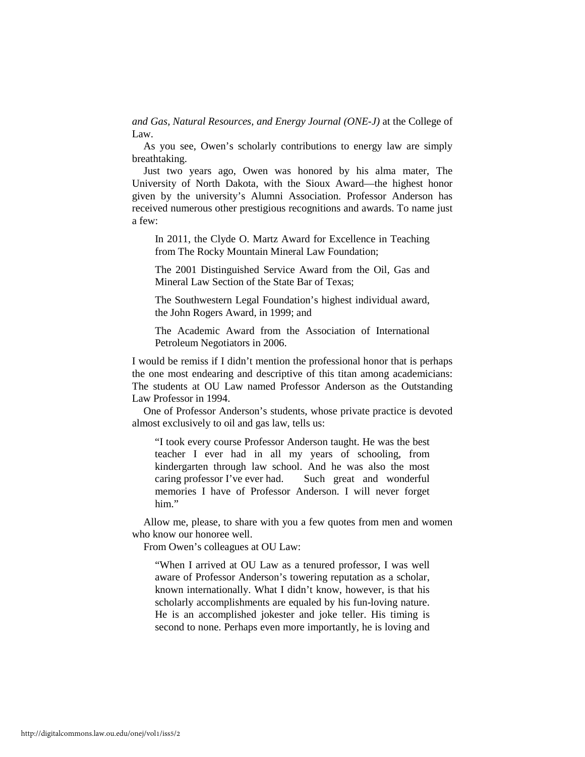*and Gas, Natural Resources, and Energy Journal (ONE-J)* at the College of Law.

As you see, Owen's scholarly contributions to energy law are simply breathtaking.

Just two years ago, Owen was honored by his alma mater, The University of North Dakota, with the Sioux Award—the highest honor given by the university's Alumni Association. Professor Anderson has received numerous other prestigious recognitions and awards. To name just a few:

> In 2011, the Clyde O. Martz Award for Excellence in Teaching from The Rocky Mountain Mineral Law Foundation;
>
> The 2001 Distinguished Service Award from the Oil, Gas and Mineral Law Section of the State Bar of Texas;
>
> The Southwestern Legal Foundation's highest individual award, the John Rogers Award, in 1999; and
>
> The Academic Award from the Association of International Petroleum Negotiators in 2006.

I would be remiss if I didn't mention the professional honor that is perhaps the one most endearing and descriptive of this titan among academicians: The students at OU Law named Professor Anderson as the Outstanding Law Professor in 1994.

One of Professor Anderson's students, whose private practice is devoted almost exclusively to oil and gas law, tells us:

> "I took every course Professor Anderson taught. He was the best teacher I ever had in all my years of schooling, from kindergarten through law school. And he was also the most caring professor I've ever had. Such great and wonderful memories I have of Professor Anderson. I will never forget him."

Allow me, please, to share with you a few quotes from men and women who know our honoree well.

From Owen's colleagues at OU Law:

> "When I arrived at OU Law as a tenured professor, I was well aware of Professor Anderson's towering reputation as a scholar, known internationally. What I didn't know, however, is that his scholarly accomplishments are equaled by his fun-loving nature. He is an accomplished jokester and joke teller. His timing is second to none. Perhaps even more importantly, he is loving and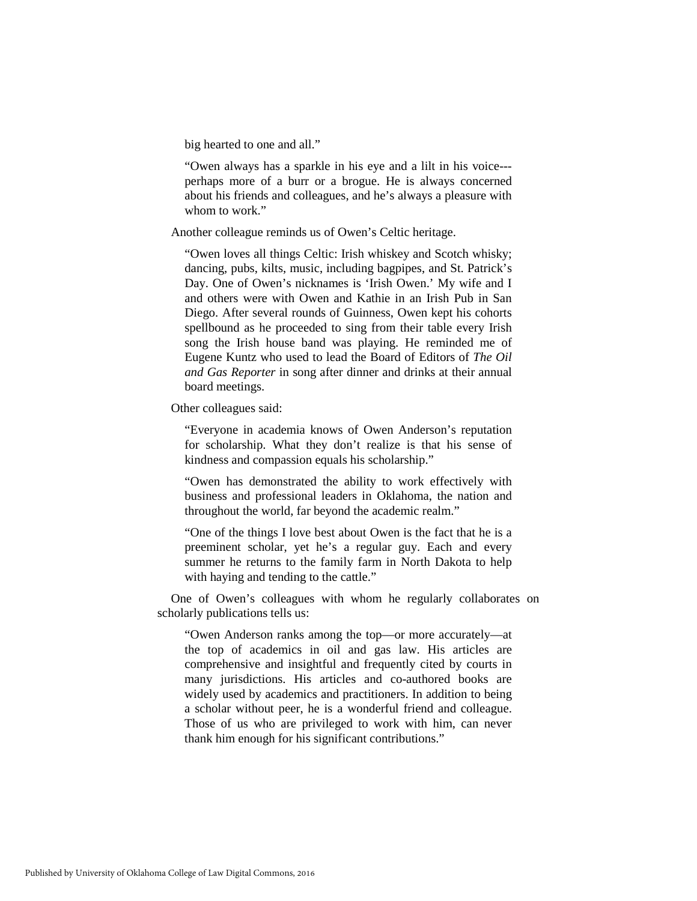big hearted to one and all."

> "Owen always has a sparkle in his eye and a lilt in his voice---perhaps more of a burr or a brogue. He is always concerned about his friends and colleagues, and he's always a pleasure with whom to work."

Another colleague reminds us of Owen's Celtic heritage.

> "Owen loves all things Celtic: Irish whiskey and Scotch whisky; dancing, pubs, kilts, music, including bagpipes, and St. Patrick's Day. One of Owen's nicknames is 'Irish Owen.' My wife and I and others were with Owen and Kathie in an Irish Pub in San Diego. After several rounds of Guinness, Owen kept his cohorts spellbound as he proceeded to sing from their table every Irish song the Irish house band was playing. He reminded me of Eugene Kuntz who used to lead the Board of Editors of *The Oil and Gas Reporter* in song after dinner and drinks at their annual board meetings.

Other colleagues said:

> "Everyone in academia knows of Owen Anderson's reputation for scholarship. What they don't realize is that his sense of kindness and compassion equals his scholarship."

> "Owen has demonstrated the ability to work effectively with business and professional leaders in Oklahoma, the nation and throughout the world, far beyond the academic realm."

> "One of the things I love best about Owen is the fact that he is a preeminent scholar, yet he's a regular guy. Each and every summer he returns to the family farm in North Dakota to help with haying and tending to the cattle."

One of Owen's colleagues with whom he regularly collaborates on scholarly publications tells us:

> "Owen Anderson ranks among the top—or more accurately—at the top of academics in oil and gas law. His articles are comprehensive and insightful and frequently cited by courts in many jurisdictions. His articles and co-authored books are widely used by academics and practitioners. In addition to being a scholar without peer, he is a wonderful friend and colleague. Those of us who are privileged to work with him, can never thank him enough for his significant contributions."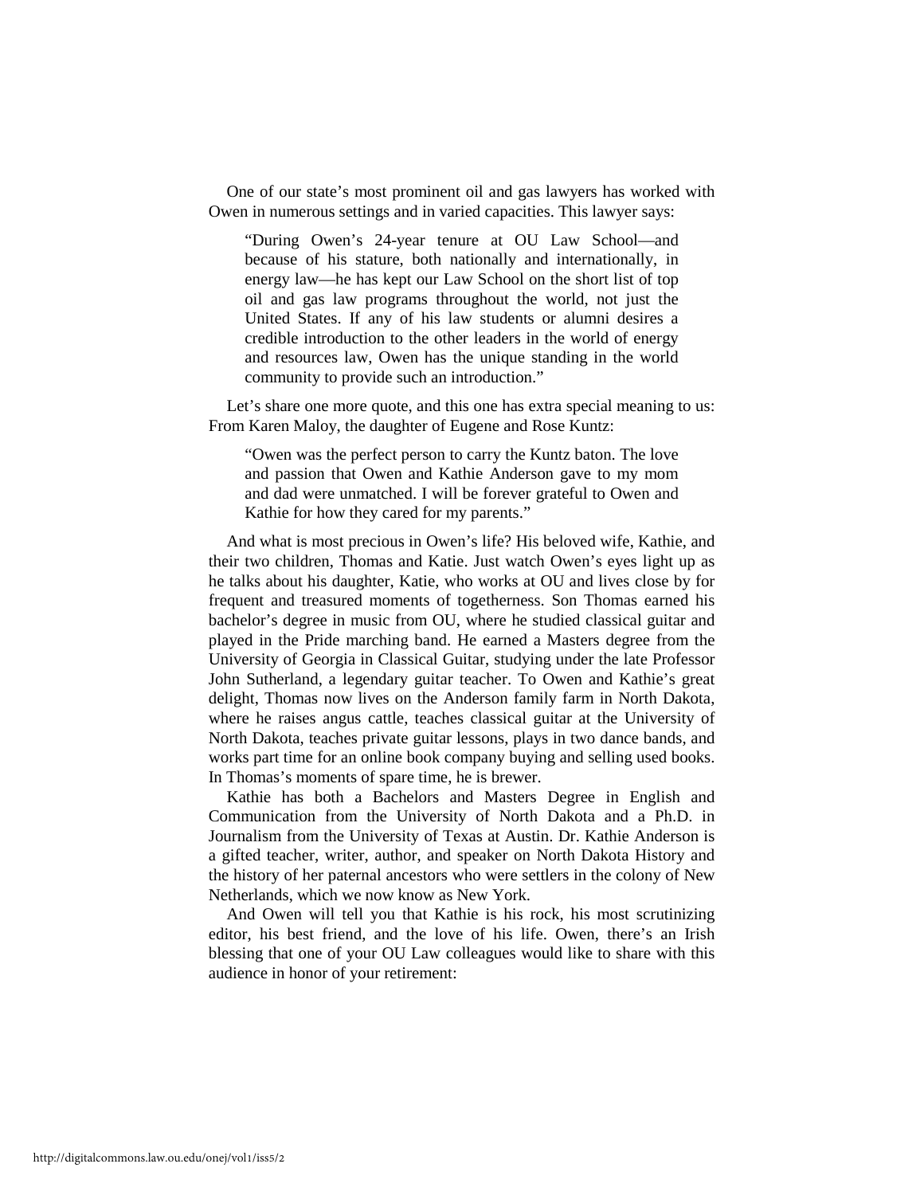One of our state's most prominent oil and gas lawyers has worked with Owen in numerous settings and in varied capacities. This lawyer says:

> "During Owen's 24-year tenure at OU Law School—and because of his stature, both nationally and internationally, in energy law—he has kept our Law School on the short list of top oil and gas law programs throughout the world, not just the United States. If any of his law students or alumni desires a credible introduction to the other leaders in the world of energy and resources law, Owen has the unique standing in the world community to provide such an introduction."

Let's share one more quote, and this one has extra special meaning to us: From Karen Maloy, the daughter of Eugene and Rose Kuntz:

> "Owen was the perfect person to carry the Kuntz baton. The love and passion that Owen and Kathie Anderson gave to my mom and dad were unmatched. I will be forever grateful to Owen and Kathie for how they cared for my parents."

And what is most precious in Owen's life? His beloved wife, Kathie, and their two children, Thomas and Katie. Just watch Owen's eyes light up as he talks about his daughter, Katie, who works at OU and lives close by for frequent and treasured moments of togetherness. Son Thomas earned his bachelor's degree in music from OU, where he studied classical guitar and played in the Pride marching band. He earned a Masters degree from the University of Georgia in Classical Guitar, studying under the late Professor John Sutherland, a legendary guitar teacher. To Owen and Kathie's great delight, Thomas now lives on the Anderson family farm in North Dakota, where he raises angus cattle, teaches classical guitar at the University of North Dakota, teaches private guitar lessons, plays in two dance bands, and works part time for an online book company buying and selling used books. In Thomas's moments of spare time, he is brewer.

Kathie has both a Bachelors and Masters Degree in English and Communication from the University of North Dakota and a Ph.D. in Journalism from the University of Texas at Austin. Dr. Kathie Anderson is a gifted teacher, writer, author, and speaker on North Dakota History and the history of her paternal ancestors who were settlers in the colony of New Netherlands, which we now know as New York.

And Owen will tell you that Kathie is his rock, his most scrutinizing editor, his best friend, and the love of his life. Owen, there's an Irish blessing that one of your OU Law colleagues would like to share with this audience in honor of your retirement: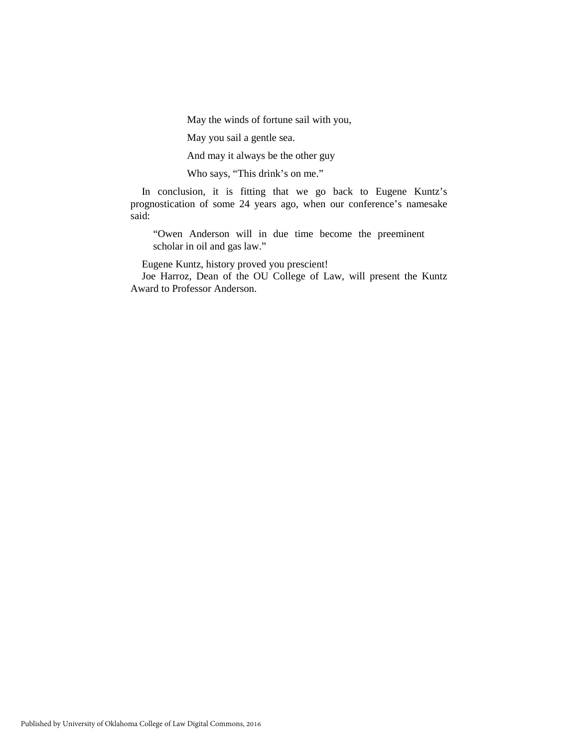May the winds of fortune sail with you,

May you sail a gentle sea.

And may it always be the other guy

Who says, “This drink’s on me.”

In conclusion, it is fitting that we go back to Eugene Kuntz’s prognostication of some 24 years ago, when our conference’s namesake said:

> “Owen Anderson will in due time become the preeminent scholar in oil and gas law.”

Eugene Kuntz, history proved you prescient!

Joe Harroz, Dean of the OU College of Law, will present the Kuntz Award to Professor Anderson.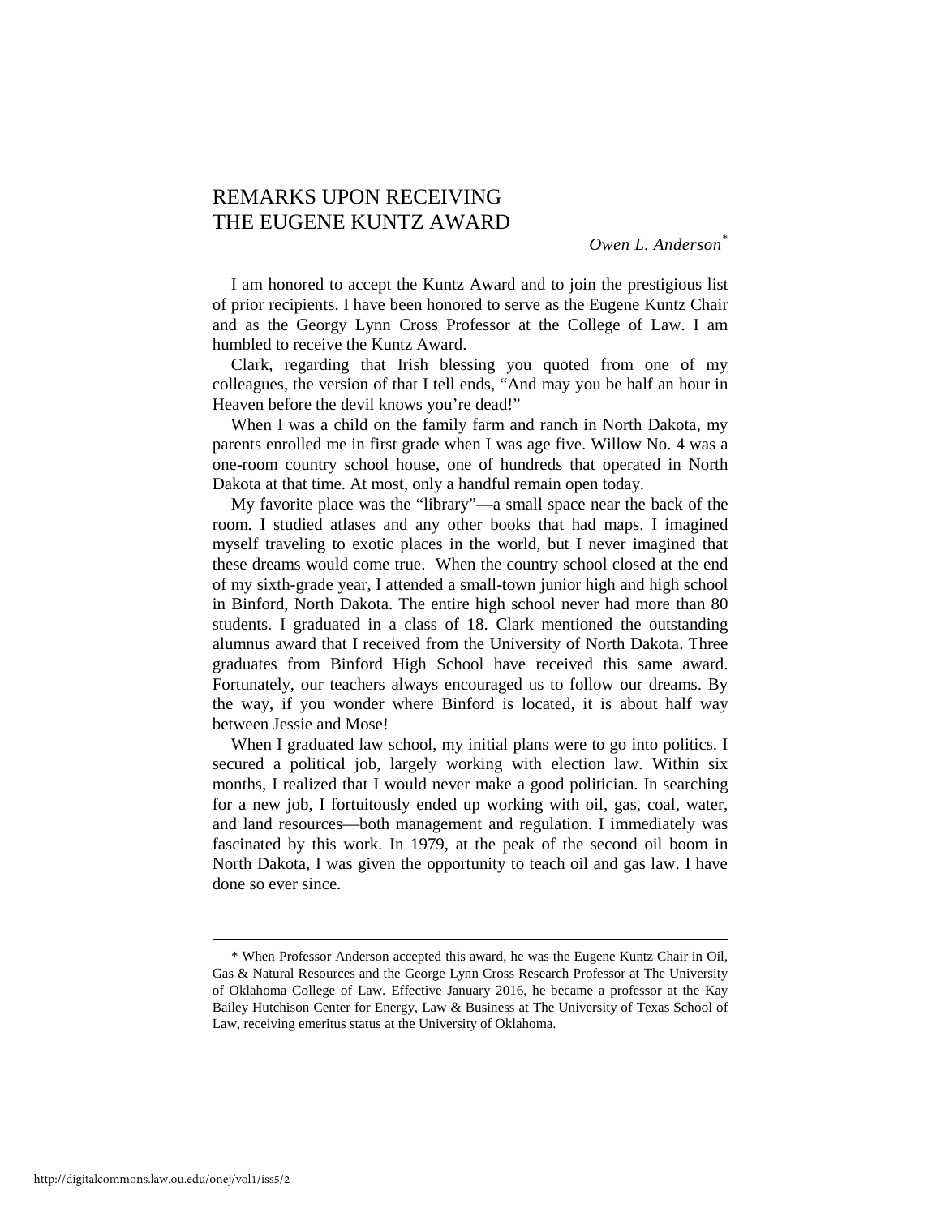# REMARKS UPON RECEIVING THE EUGENE KUNTZ AWARD

*Owen L. Anderson*[*]

I am honored to accept the Kuntz Award and to join the prestigious list of prior recipients. I have been honored to serve as the Eugene Kuntz Chair and as the Georgy Lynn Cross Professor at the College of Law. I am humbled to receive the Kuntz Award.

Clark, regarding that Irish blessing you quoted from one of my colleagues, the version of that I tell ends, "And may you be half an hour in Heaven before the devil knows you're dead!"

When I was a child on the family farm and ranch in North Dakota, my parents enrolled me in first grade when I was age five. Willow No. 4 was a one-room country school house, one of hundreds that operated in North Dakota at that time. At most, only a handful remain open today.

My favorite place was the "library"—a small space near the back of the room. I studied atlases and any other books that had maps. I imagined myself traveling to exotic places in the world, but I never imagined that these dreams would come true. When the country school closed at the end of my sixth-grade year, I attended a small-town junior high and high school in Binford, North Dakota. The entire high school never had more than 80 students. I graduated in a class of 18. Clark mentioned the outstanding alumnus award that I received from the University of North Dakota. Three graduates from Binford High School have received this same award. Fortunately, our teachers always encouraged us to follow our dreams. By the way, if you wonder where Binford is located, it is about half way between Jessie and Mose!

When I graduated law school, my initial plans were to go into politics. I secured a political job, largely working with election law. Within six months, I realized that I would never make a good politician. In searching for a new job, I fortuitously ended up working with oil, gas, coal, water, and land resources—both management and regulation. I immediately was fascinated by this work. In 1979, at the peak of the second oil boom in North Dakota, I was given the opportunity to teach oil and gas law. I have done so ever since.

---

\* When Professor Anderson accepted this award, he was the Eugene Kuntz Chair in Oil, Gas & Natural Resources and the George Lynn Cross Research Professor at The University of Oklahoma College of Law. Effective January 2016, he became a professor at the Kay Bailey Hutchison Center for Energy, Law & Business at The University of Texas School of Law, receiving emeritus status at the University of Oklahoma.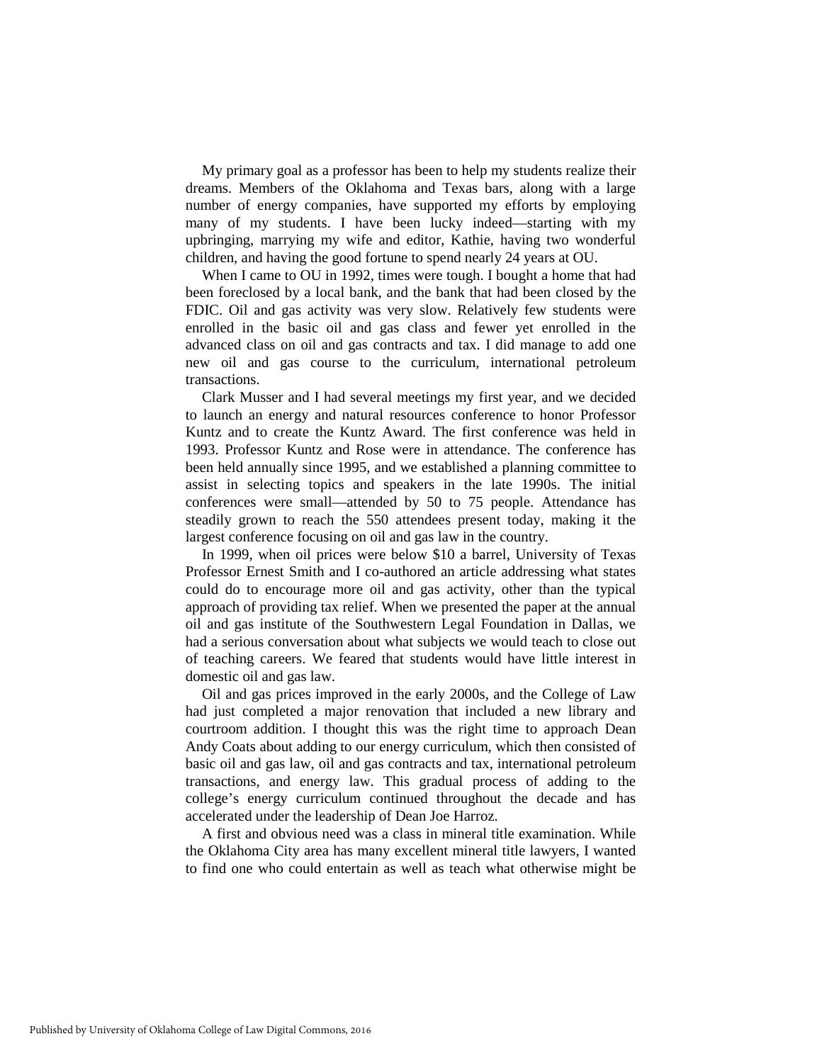My primary goal as a professor has been to help my students realize their dreams. Members of the Oklahoma and Texas bars, along with a large number of energy companies, have supported my efforts by employing many of my students. I have been lucky indeed—starting with my upbringing, marrying my wife and editor, Kathie, having two wonderful children, and having the good fortune to spend nearly 24 years at OU.

When I came to OU in 1992, times were tough. I bought a home that had been foreclosed by a local bank, and the bank that had been closed by the FDIC. Oil and gas activity was very slow. Relatively few students were enrolled in the basic oil and gas class and fewer yet enrolled in the advanced class on oil and gas contracts and tax. I did manage to add one new oil and gas course to the curriculum, international petroleum transactions.

Clark Musser and I had several meetings my first year, and we decided to launch an energy and natural resources conference to honor Professor Kuntz and to create the Kuntz Award. The first conference was held in 1993. Professor Kuntz and Rose were in attendance. The conference has been held annually since 1995, and we established a planning committee to assist in selecting topics and speakers in the late 1990s. The initial conferences were small—attended by 50 to 75 people. Attendance has steadily grown to reach the 550 attendees present today, making it the largest conference focusing on oil and gas law in the country.

In 1999, when oil prices were below $10 a barrel, University of Texas Professor Ernest Smith and I co-authored an article addressing what states could do to encourage more oil and gas activity, other than the typical approach of providing tax relief. When we presented the paper at the annual oil and gas institute of the Southwestern Legal Foundation in Dallas, we had a serious conversation about what subjects we would teach to close out of teaching careers. We feared that students would have little interest in domestic oil and gas law.

Oil and gas prices improved in the early 2000s, and the College of Law had just completed a major renovation that included a new library and courtroom addition. I thought this was the right time to approach Dean Andy Coats about adding to our energy curriculum, which then consisted of basic oil and gas law, oil and gas contracts and tax, international petroleum transactions, and energy law. This gradual process of adding to the college's energy curriculum continued throughout the decade and has accelerated under the leadership of Dean Joe Harroz.

A first and obvious need was a class in mineral title examination. While the Oklahoma City area has many excellent mineral title lawyers, I wanted to find one who could entertain as well as teach what otherwise might be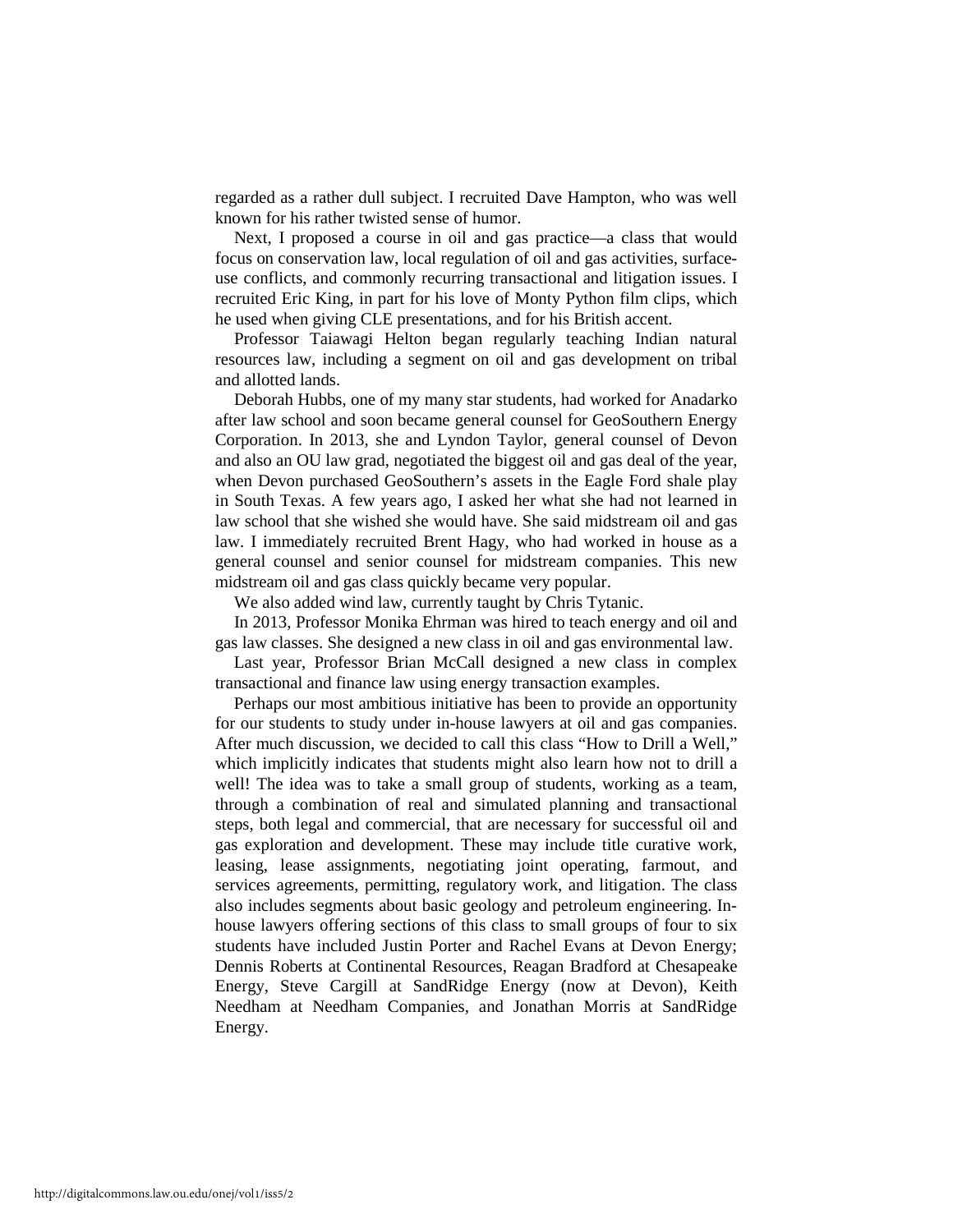regarded as a rather dull subject. I recruited Dave Hampton, who was well known for his rather twisted sense of humor.

Next, I proposed a course in oil and gas practice—a class that would focus on conservation law, local regulation of oil and gas activities, surface-use conflicts, and commonly recurring transactional and litigation issues. I recruited Eric King, in part for his love of Monty Python film clips, which he used when giving CLE presentations, and for his British accent.

Professor Taiawagi Helton began regularly teaching Indian natural resources law, including a segment on oil and gas development on tribal and allotted lands.

Deborah Hubbs, one of my many star students, had worked for Anadarko after law school and soon became general counsel for GeoSouthern Energy Corporation. In 2013, she and Lyndon Taylor, general counsel of Devon and also an OU law grad, negotiated the biggest oil and gas deal of the year, when Devon purchased GeoSouthern's assets in the Eagle Ford shale play in South Texas. A few years ago, I asked her what she had not learned in law school that she wished she would have. She said midstream oil and gas law. I immediately recruited Brent Hagy, who had worked in house as a general counsel and senior counsel for midstream companies. This new midstream oil and gas class quickly became very popular.

We also added wind law, currently taught by Chris Tytanic.

In 2013, Professor Monika Ehrman was hired to teach energy and oil and gas law classes. She designed a new class in oil and gas environmental law.

Last year, Professor Brian McCall designed a new class in complex transactional and finance law using energy transaction examples.

Perhaps our most ambitious initiative has been to provide an opportunity for our students to study under in-house lawyers at oil and gas companies. After much discussion, we decided to call this class "How to Drill a Well," which implicitly indicates that students might also learn how not to drill a well! The idea was to take a small group of students, working as a team, through a combination of real and simulated planning and transactional steps, both legal and commercial, that are necessary for successful oil and gas exploration and development. These may include title curative work, leasing, lease assignments, negotiating joint operating, farmout, and services agreements, permitting, regulatory work, and litigation. The class also includes segments about basic geology and petroleum engineering. In-house lawyers offering sections of this class to small groups of four to six students have included Justin Porter and Rachel Evans at Devon Energy; Dennis Roberts at Continental Resources, Reagan Bradford at Chesapeake Energy, Steve Cargill at SandRidge Energy (now at Devon), Keith Needham at Needham Companies, and Jonathan Morris at SandRidge Energy.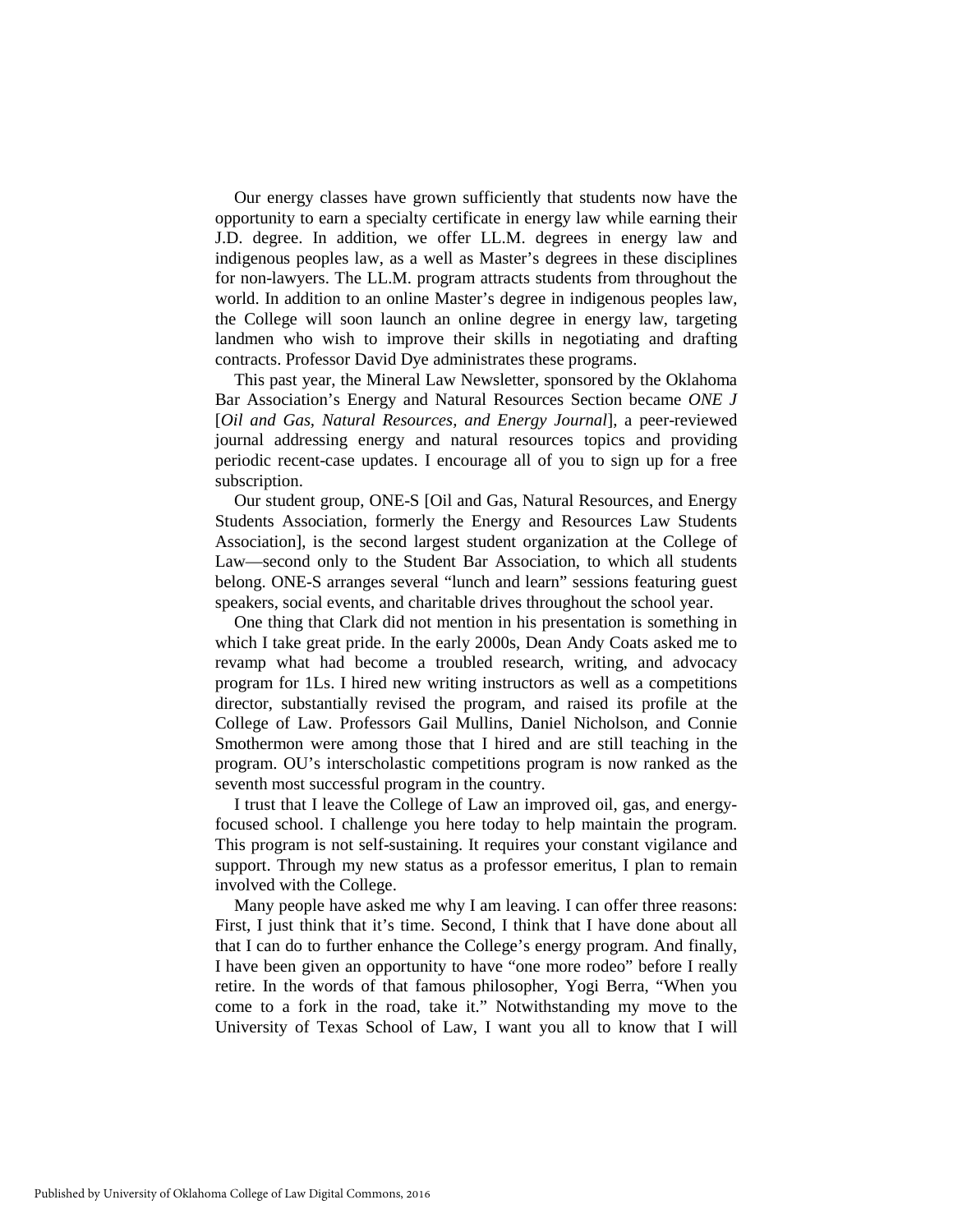Our energy classes have grown sufficiently that students now have the opportunity to earn a specialty certificate in energy law while earning their J.D. degree. In addition, we offer LL.M. degrees in energy law and indigenous peoples law, as a well as Master's degrees in these disciplines for non-lawyers. The LL.M. program attracts students from throughout the world. In addition to an online Master's degree in indigenous peoples law, the College will soon launch an online degree in energy law, targeting landmen who wish to improve their skills in negotiating and drafting contracts. Professor David Dye administrates these programs.

This past year, the Mineral Law Newsletter, sponsored by the Oklahoma Bar Association's Energy and Natural Resources Section became *ONE J* [*Oil and Gas, Natural Resources, and Energy Journal*], a peer-reviewed journal addressing energy and natural resources topics and providing periodic recent-case updates. I encourage all of you to sign up for a free subscription.

Our student group, ONE-S [Oil and Gas, Natural Resources, and Energy Students Association, formerly the Energy and Resources Law Students Association], is the second largest student organization at the College of Law—second only to the Student Bar Association, to which all students belong. ONE-S arranges several "lunch and learn" sessions featuring guest speakers, social events, and charitable drives throughout the school year.

One thing that Clark did not mention in his presentation is something in which I take great pride. In the early 2000s, Dean Andy Coats asked me to revamp what had become a troubled research, writing, and advocacy program for 1Ls. I hired new writing instructors as well as a competitions director, substantially revised the program, and raised its profile at the College of Law. Professors Gail Mullins, Daniel Nicholson, and Connie Smothermon were among those that I hired and are still teaching in the program. OU's interscholastic competitions program is now ranked as the seventh most successful program in the country.

I trust that I leave the College of Law an improved oil, gas, and energy-focused school. I challenge you here today to help maintain the program. This program is not self-sustaining. It requires your constant vigilance and support. Through my new status as a professor emeritus, I plan to remain involved with the College.

Many people have asked me why I am leaving. I can offer three reasons: First, I just think that it's time. Second, I think that I have done about all that I can do to further enhance the College's energy program. And finally, I have been given an opportunity to have "one more rodeo" before I really retire. In the words of that famous philosopher, Yogi Berra, "When you come to a fork in the road, take it." Notwithstanding my move to the University of Texas School of Law, I want you all to know that I will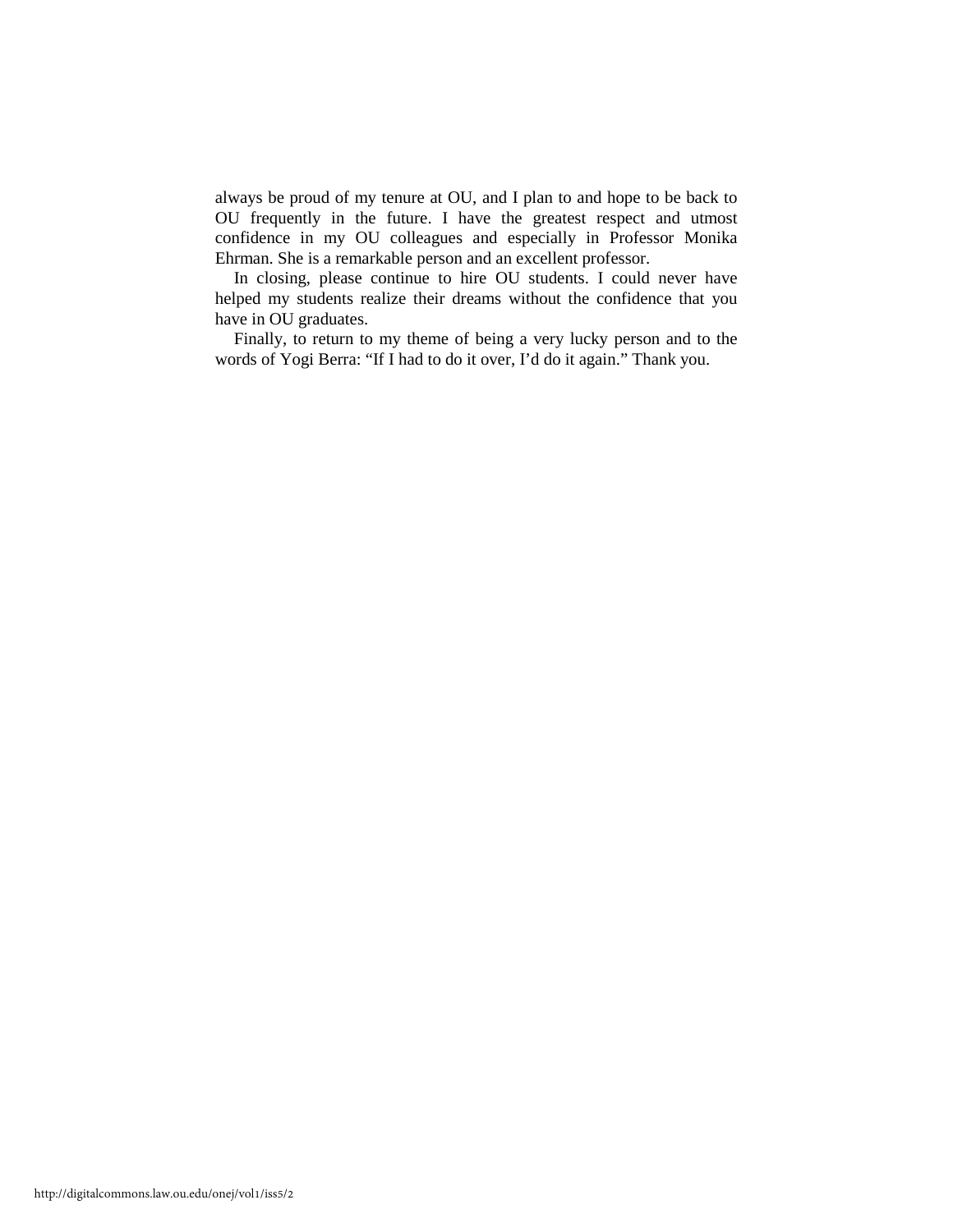always be proud of my tenure at OU, and I plan to and hope to be back to OU frequently in the future. I have the greatest respect and utmost confidence in my OU colleagues and especially in Professor Monika Ehrman. She is a remarkable person and an excellent professor.

In closing, please continue to hire OU students. I could never have helped my students realize their dreams without the confidence that you have in OU graduates.

Finally, to return to my theme of being a very lucky person and to the words of Yogi Berra: "If I had to do it over, I'd do it again." Thank you.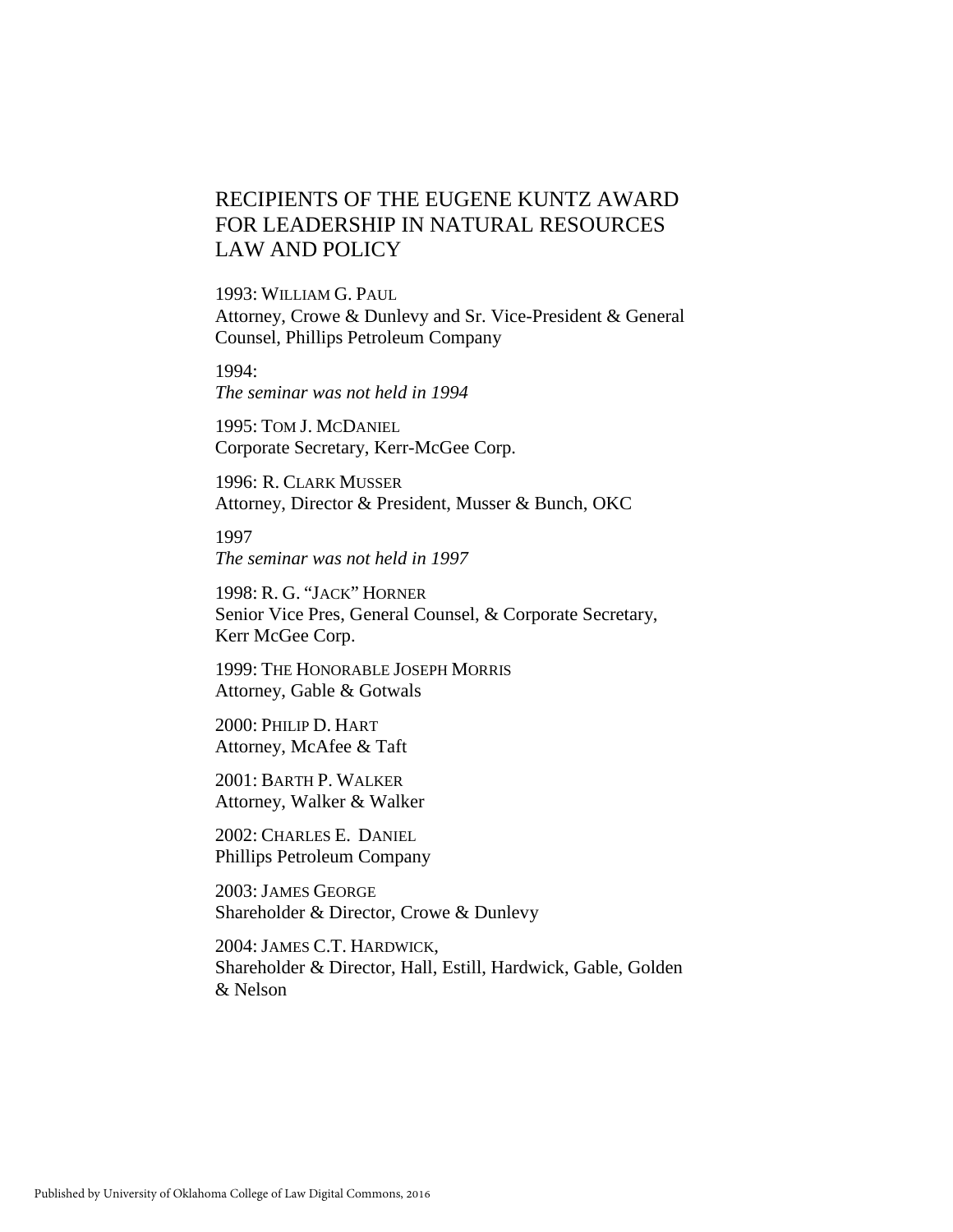# RECIPIENTS OF THE EUGENE KUNTZ AWARD FOR LEADERSHIP IN NATURAL RESOURCES LAW AND POLICY

1993: WILLIAM G. PAUL
Attorney, Crowe & Dunlevy and Sr. Vice-President & General Counsel, Phillips Petroleum Company

1994:
*The seminar was not held in 1994*

1995: TOM J. MCDANIEL
Corporate Secretary, Kerr-McGee Corp.

1996: R. CLARK MUSSER
Attorney, Director & President, Musser & Bunch, OKC

1997
*The seminar was not held in 1997*

1998: R. G. "JACK" HORNER
Senior Vice Pres, General Counsel, & Corporate Secretary, Kerr McGee Corp.

1999: THE HONORABLE JOSEPH MORRIS
Attorney, Gable & Gotwals

2000: PHILIP D. HART
Attorney, McAfee & Taft

2001: BARTH P. WALKER
Attorney, Walker & Walker

2002: CHARLES E. DANIEL
Phillips Petroleum Company

2003: JAMES GEORGE
Shareholder & Director, Crowe & Dunlevy

2004: JAMES C.T. HARDWICK,
Shareholder & Director, Hall, Estill, Hardwick, Gable, Golden & Nelson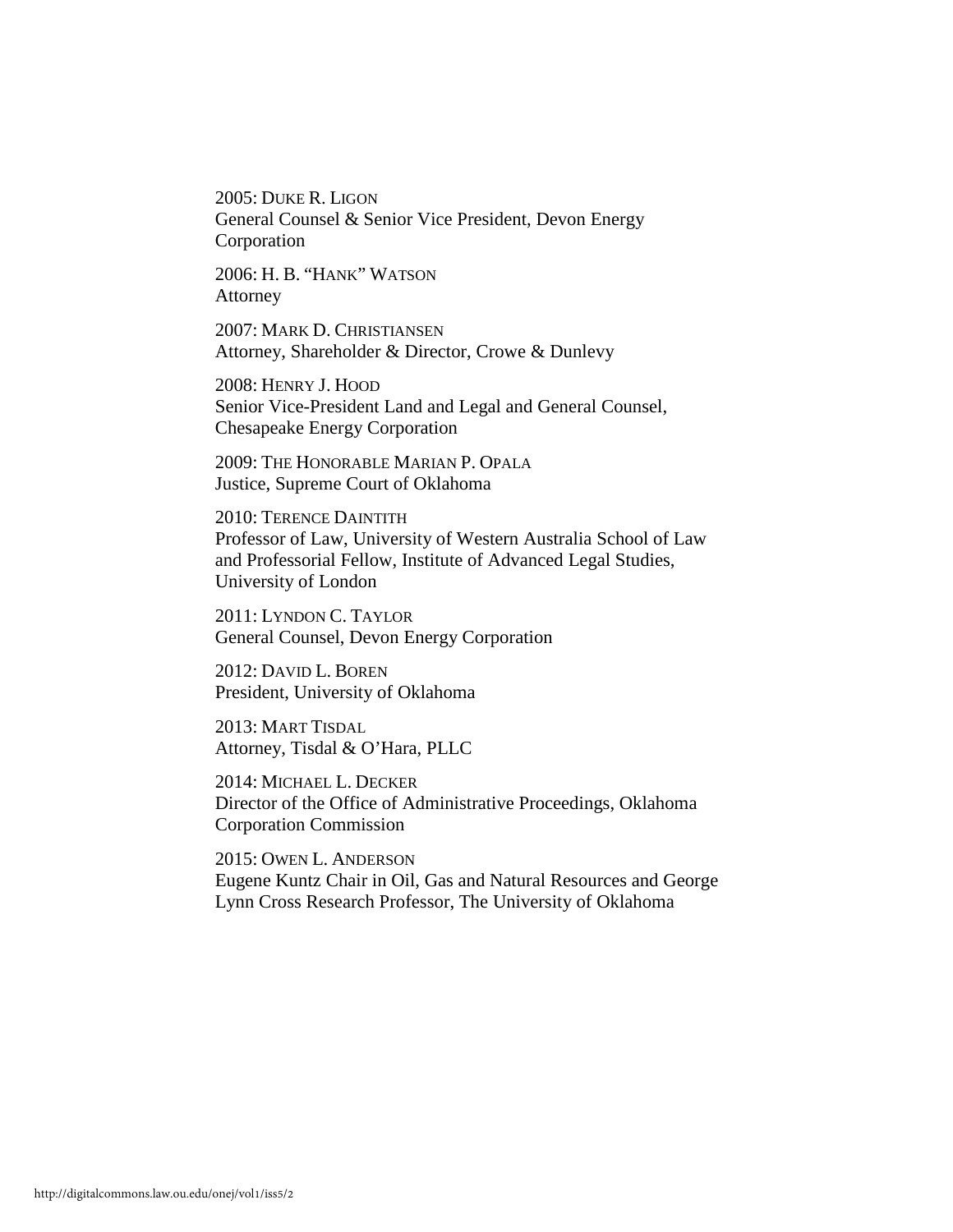2005: DUKE R. LIGON
General Counsel & Senior Vice President, Devon Energy Corporation

2006: H. B. "HANK" WATSON
Attorney

2007: MARK D. CHRISTIANSEN
Attorney, Shareholder & Director, Crowe & Dunlevy

2008: HENRY J. HOOD
Senior Vice-President Land and Legal and General Counsel, Chesapeake Energy Corporation

2009: THE HONORABLE MARIAN P. OPALA
Justice, Supreme Court of Oklahoma

2010: TERENCE DAINTITH
Professor of Law, University of Western Australia School of Law and Professorial Fellow, Institute of Advanced Legal Studies, University of London

2011: LYNDON C. TAYLOR
General Counsel, Devon Energy Corporation

2012: DAVID L. BOREN
President, University of Oklahoma

2013: MART TISDAL
Attorney, Tisdal & O'Hara, PLLC

2014: MICHAEL L. DECKER
Director of the Office of Administrative Proceedings, Oklahoma Corporation Commission

2015: OWEN L. ANDERSON
Eugene Kuntz Chair in Oil, Gas and Natural Resources and George Lynn Cross Research Professor, The University of Oklahoma